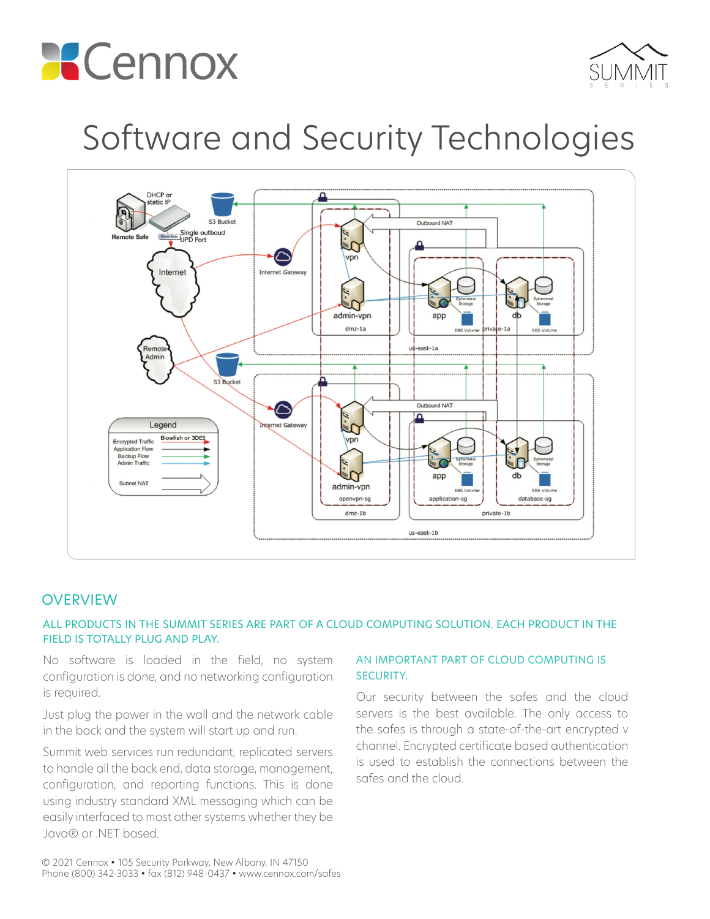# Software and Security Technologies

## OVERVIEW

ALL PRODUCTS IN THE SUMMIT SERIES ARE PART OF A CLOUD COMPUTING SOLUTION. EACH PRODUCT IN THE FIELD IS TOTALLY PLUG AND PLAY.

No software is loaded in the field, no system configuration is done, and no networking configuration is required.

Just plug the power in the wall and the network cable in the back and the system will start up and run.

Summit web services run redundant, replicated servers to handle all the back end, data storage, management, configuration, and reporting functions. This is done using industry standard XML messaging which can be easily interfaced to most other systems whether they be Java® or .NET based.

AN IMPORTANT PART OF CLOUD COMPUTING IS SECURITY.

Our security between the safes and the cloud servers is the best available. The only access to the safes is through a state-of-the-art encrypted v channel. Encrypted certificate based authentication is used to establish the connections between the safes and the cloud.

© 2021 Cennox • 105 Security Parkway, New Albany, IN 47150
Phone (800) 342-3033 • fax (812) 948-0437 • www.cennox.com/safes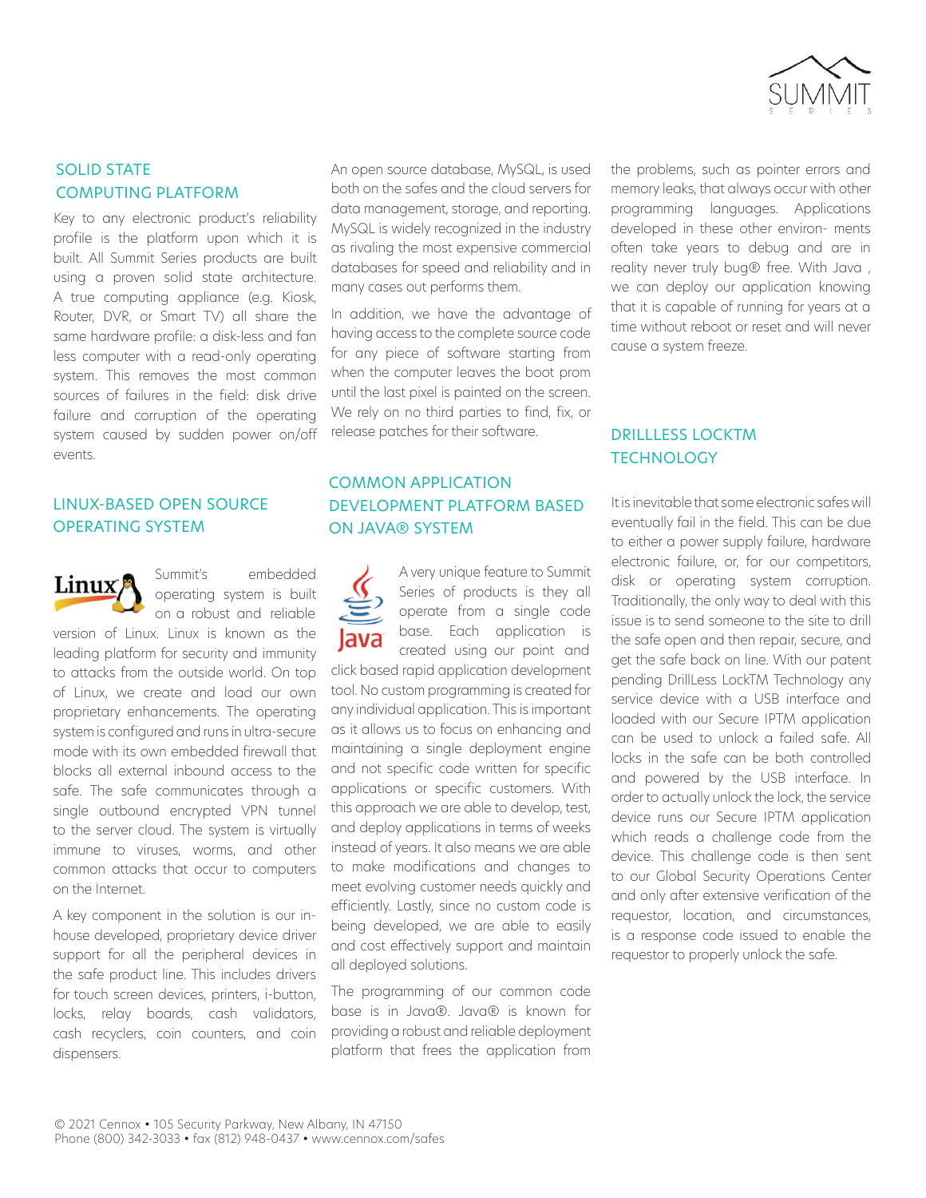## SOLID STATE COMPUTING PLATFORM

Key to any electronic product's reliability profile is the platform upon which it is built. All Summit Series products are built using a proven solid state architecture. A true computing appliance (e.g. Kiosk, Router, DVR, or Smart TV) all share the same hardware profile: a disk-less and fan less computer with a read-only operating system. This removes the most common sources of failures in the field: disk drive failure and corruption of the operating system caused by sudden power on/off events.

## LINUX-BASED OPEN SOURCE OPERATING SYSTEM

Summit's embedded operating system is built on a robust and reliable version of Linux. Linux is known as the leading platform for security and immunity to attacks from the outside world. On top of Linux, we create and load our own proprietary enhancements. The operating system is configured and runs in ultra-secure mode with its own embedded firewall that blocks all external inbound access to the safe. The safe communicates through a single outbound encrypted VPN tunnel to the server cloud. The system is virtually immune to viruses, worms, and other common attacks that occur to computers on the Internet.

A key component in the solution is our in-house developed, proprietary device driver support for all the peripheral devices in the safe product line. This includes drivers for touch screen devices, printers, i-button, locks, relay boards, cash validators, cash recyclers, coin counters, and coin dispensers.

An open source database, MySQL, is used both on the safes and the cloud servers for data management, storage, and reporting. MySQL is widely recognized in the industry as rivaling the most expensive commercial databases for speed and reliability and in many cases out performs them.

In addition, we have the advantage of having access to the complete source code for any piece of software starting from when the computer leaves the boot prom until the last pixel is painted on the screen. We rely on no third parties to find, fix, or release patches for their software.

## COMMON APPLICATION DEVELOPMENT PLATFORM BASED ON JAVA® SYSTEM

A very unique feature to Summit Series of products is they all operate from a single code base. Each application is created using our point and click based rapid application development tool. No custom programming is created for any individual application. This is important as it allows us to focus on enhancing and maintaining a single deployment engine and not specific code written for specific applications or specific customers. With this approach we are able to develop, test, and deploy applications in terms of weeks instead of years. It also means we are able to make modifications and changes to meet evolving customer needs quickly and efficiently. Lastly, since no custom code is being developed, we are able to easily and cost effectively support and maintain all deployed solutions.

The programming of our common code base is in Java®. Java® is known for providing a robust and reliable deployment platform that frees the application from the problems, such as pointer errors and memory leaks, that always occur with other programming languages. Applications developed in these other environ- ments often take years to debug and are in reality never truly bug® free. With Java , we can deploy our application knowing that it is capable of running for years at a time without reboot or reset and will never cause a system freeze.

## DRILLLESS LOCKTM TECHNOLOGY

It is inevitable that some electronic safes will eventually fail in the field. This can be due to either a power supply failure, hardware electronic failure, or, for our competitors, disk or operating system corruption. Traditionally, the only way to deal with this issue is to send someone to the site to drill the safe open and then repair, secure, and get the safe back on line. With our patent pending DrillLess LockTM Technology any service device with a USB interface and loaded with our Secure IPTM application can be used to unlock a failed safe. All locks in the safe can be both controlled and powered by the USB interface. In order to actually unlock the lock, the service device runs our Secure IPTM application which reads a challenge code from the device. This challenge code is then sent to our Global Security Operations Center and only after extensive verification of the requestor, location, and circumstances, is a response code issued to enable the requestor to properly unlock the safe.

© 2021 Cennox • 105 Security Parkway, New Albany, IN 47150
Phone (800) 342-3033 • fax (812) 948-0437 • www.cennox.com/safes